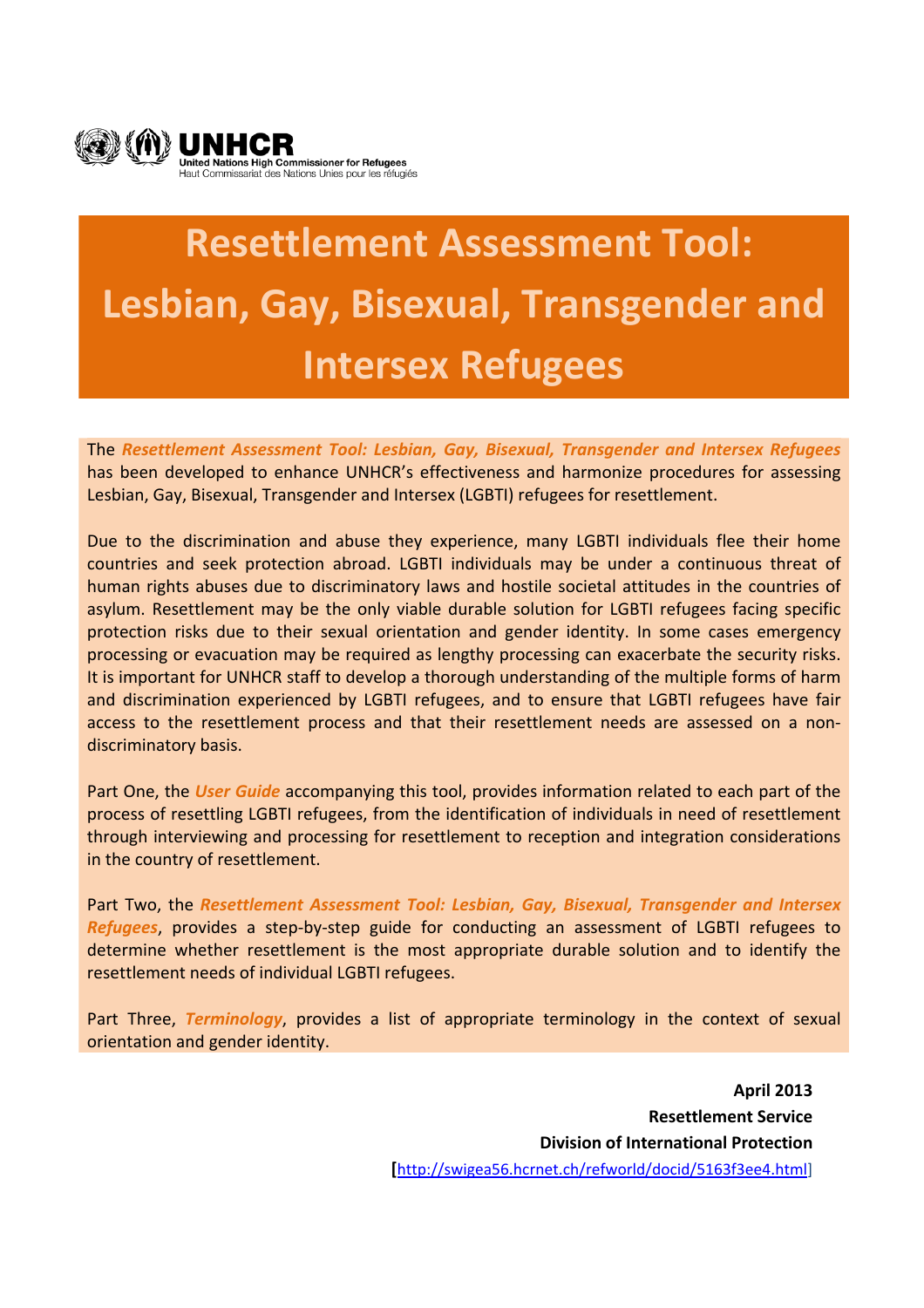UNHCR
United Nations High Commissioner for Refugees
Haut Commissariat des Nations Unies pour les réfugiés

# Resettlement Assessment Tool: Lesbian, Gay, Bisexual, Transgender and Intersex Refugees

The ***Resettlement Assessment Tool: Lesbian, Gay, Bisexual, Transgender and Intersex Refugees*** has been developed to enhance UNHCR's effectiveness and harmonize procedures for assessing Lesbian, Gay, Bisexual, Transgender and Intersex (LGBTI) refugees for resettlement.

Due to the discrimination and abuse they experience, many LGBTI individuals flee their home countries and seek protection abroad. LGBTI individuals may be under a continuous threat of human rights abuses due to discriminatory laws and hostile societal attitudes in the countries of asylum. Resettlement may be the only viable durable solution for LGBTI refugees facing specific protection risks due to their sexual orientation and gender identity. In some cases emergency processing or evacuation may be required as lengthy processing can exacerbate the security risks. It is important for UNHCR staff to develop a thorough understanding of the multiple forms of harm and discrimination experienced by LGBTI refugees, and to ensure that LGBTI refugees have fair access to the resettlement process and that their resettlement needs are assessed on a non-discriminatory basis.

Part One, the ***User Guide*** accompanying this tool, provides information related to each part of the process of resettling LGBTI refugees, from the identification of individuals in need of resettlement through interviewing and processing for resettlement to reception and integration considerations in the country of resettlement.

Part Two, the ***Resettlement Assessment Tool: Lesbian, Gay, Bisexual, Transgender and Intersex Refugees***, provides a step-by-step guide for conducting an assessment of LGBTI refugees to determine whether resettlement is the most appropriate durable solution and to identify the resettlement needs of individual LGBTI refugees.

Part Three, ***Terminology***, provides a list of appropriate terminology in the context of sexual orientation and gender identity.

**April 2013**
**Resettlement Service**
**Division of International Protection**
[http://swigea56.hcrnet.ch/refworld/docid/5163f3ee4.html]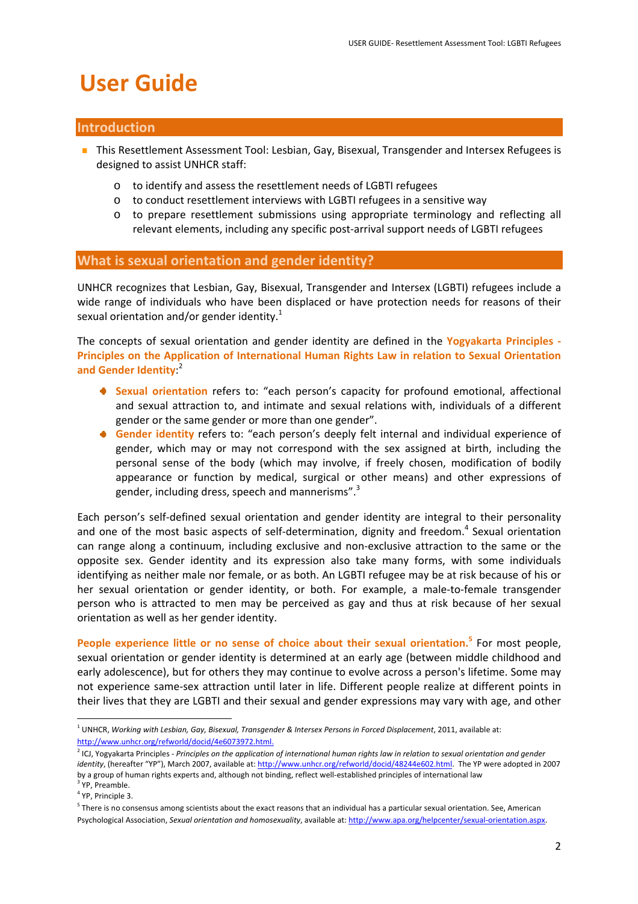# User Guide

## Introduction

- This Resettlement Assessment Tool: Lesbian, Gay, Bisexual, Transgender and Intersex Refugees is designed to assist UNHCR staff:
    - to identify and assess the resettlement needs of LGBTI refugees
    - to conduct resettlement interviews with LGBTI refugees in a sensitive way
    - to prepare resettlement submissions using appropriate terminology and reflecting all relevant elements, including any specific post-arrival support needs of LGBTI refugees

## What is sexual orientation and gender identity?

UNHCR recognizes that Lesbian, Gay, Bisexual, Transgender and Intersex (LGBTI) refugees include a wide range of individuals who have been displaced or have protection needs for reasons of their sexual orientation and/or gender identity.[1]

The concepts of sexual orientation and gender identity are defined in the **Yogyakarta Principles - Principles on the Application of International Human Rights Law in relation to Sexual Orientation and Gender Identity**:[2]

- **Sexual orientation** refers to: "each person's capacity for profound emotional, affectional and sexual attraction to, and intimate and sexual relations with, individuals of a different gender or the same gender or more than one gender".
- **Gender identity** refers to: "each person's deeply felt internal and individual experience of gender, which may or may not correspond with the sex assigned at birth, including the personal sense of the body (which may involve, if freely chosen, modification of bodily appearance or function by medical, surgical or other means) and other expressions of gender, including dress, speech and mannerisms".[3]

Each person's self-defined sexual orientation and gender identity are integral to their personality and one of the most basic aspects of self-determination, dignity and freedom.[4] Sexual orientation can range along a continuum, including exclusive and non-exclusive attraction to the same or the opposite sex. Gender identity and its expression also take many forms, with some individuals identifying as neither male nor female, or as both. An LGBTI refugee may be at risk because of his or her sexual orientation or gender identity, or both. For example, a male-to-female transgender person who is attracted to men may be perceived as gay and thus at risk because of her sexual orientation as well as her gender identity.

**People experience little or no sense of choice about their sexual orientation.**[5] For most people, sexual orientation or gender identity is determined at an early age (between middle childhood and early adolescence), but for others they may continue to evolve across a person's lifetime. Some may not experience same-sex attraction until later in life. Different people realize at different points in their lives that they are LGBTI and their sexual and gender expressions may vary with age, and other

---

[1] UNHCR, *Working with Lesbian, Gay, Bisexual, Transgender & Intersex Persons in Forced Displacement*, 2011, available at: http://www.unhcr.org/refworld/docid/4e6073972.html.

[2] ICJ, Yogyakarta Principles - *Principles on the application of international human rights law in relation to sexual orientation and gender identity*, (hereafter "YP"), March 2007, available at: http://www.unhcr.org/refworld/docid/48244e602.html. The YP were adopted in 2007 by a group of human rights experts and, although not binding, reflect well-established principles of international law

[3] YP, Preamble.

[4] YP, Principle 3.

[5] There is no consensus among scientists about the exact reasons that an individual has a particular sexual orientation. See, American Psychological Association, *Sexual orientation and homosexuality*, available at: http://www.apa.org/helpcenter/sexual-orientation.aspx.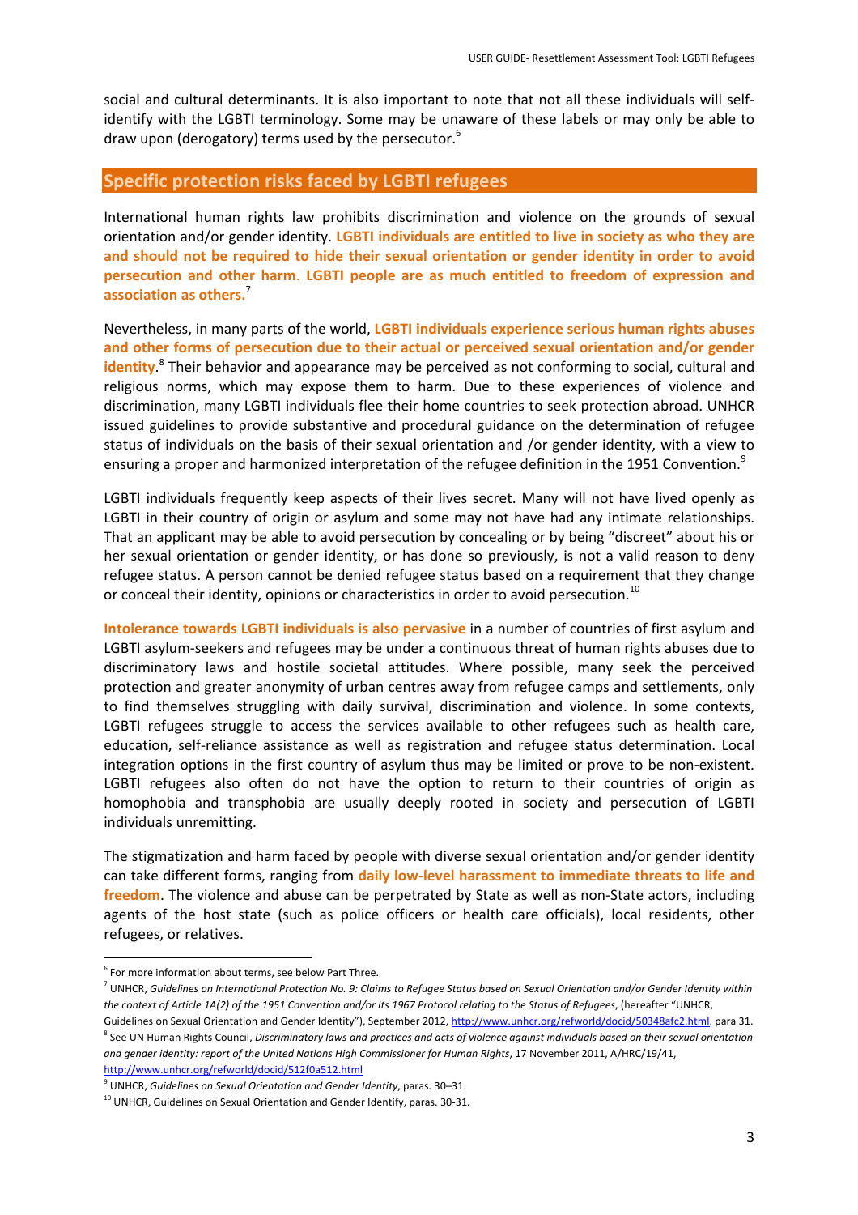social and cultural determinants. It is also important to note that not all these individuals will self-identify with the LGBTI terminology. Some may be unaware of these labels or may only be able to draw upon (derogatory) terms used by the persecutor.[6]

## Specific protection risks faced by LGBTI refugees

International human rights law prohibits discrimination and violence on the grounds of sexual orientation and/or gender identity. **LGBTI individuals are entitled to live in society as who they are and should not be required to hide their sexual orientation or gender identity in order to avoid persecution and other harm**. **LGBTI people are as much entitled to freedom of expression and association as others.**[7]

Nevertheless, in many parts of the world, **LGBTI individuals experience serious human rights abuses and other forms of persecution due to their actual or perceived sexual orientation and/or gender identity**.[8] Their behavior and appearance may be perceived as not conforming to social, cultural and religious norms, which may expose them to harm. Due to these experiences of violence and discrimination, many LGBTI individuals flee their home countries to seek protection abroad. UNHCR issued guidelines to provide substantive and procedural guidance on the determination of refugee status of individuals on the basis of their sexual orientation and /or gender identity, with a view to ensuring a proper and harmonized interpretation of the refugee definition in the 1951 Convention.[9]

LGBTI individuals frequently keep aspects of their lives secret. Many will not have lived openly as LGBTI in their country of origin or asylum and some may not have had any intimate relationships. That an applicant may be able to avoid persecution by concealing or by being "discreet" about his or her sexual orientation or gender identity, or has done so previously, is not a valid reason to deny refugee status. A person cannot be denied refugee status based on a requirement that they change or conceal their identity, opinions or characteristics in order to avoid persecution.[10]

**Intolerance towards LGBTI individuals is also pervasive** in a number of countries of first asylum and LGBTI asylum-seekers and refugees may be under a continuous threat of human rights abuses due to discriminatory laws and hostile societal attitudes. Where possible, many seek the perceived protection and greater anonymity of urban centres away from refugee camps and settlements, only to find themselves struggling with daily survival, discrimination and violence. In some contexts, LGBTI refugees struggle to access the services available to other refugees such as health care, education, self-reliance assistance as well as registration and refugee status determination. Local integration options in the first country of asylum thus may be limited or prove to be non-existent. LGBTI refugees also often do not have the option to return to their countries of origin as homophobia and transphobia are usually deeply rooted in society and persecution of LGBTI individuals unremitting.

The stigmatization and harm faced by people with diverse sexual orientation and/or gender identity can take different forms, ranging from **daily low-level harassment to immediate threats to life and freedom**. The violence and abuse can be perpetrated by State as well as non-State actors, including agents of the host state (such as police officers or health care officials), local residents, other refugees, or relatives.

---

[6] For more information about terms, see below Part Three.

[7] UNHCR, *Guidelines on International Protection No. 9: Claims to Refugee Status based on Sexual Orientation and/or Gender Identity within the context of Article 1A(2) of the 1951 Convention and/or its 1967 Protocol relating to the Status of Refugees*, (hereafter "UNHCR, Guidelines on Sexual Orientation and Gender Identity"), September 2012, http://www.unhcr.org/refworld/docid/50348afc2.html. para 31.

[8] See UN Human Rights Council, *Discriminatory laws and practices and acts of violence against individuals based on their sexual orientation and gender identity: report of the United Nations High Commissioner for Human Rights*, 17 November 2011, A/HRC/19/41, http://www.unhcr.org/refworld/docid/512f0a512.html

[9] UNHCR, *Guidelines on Sexual Orientation and Gender Identity*, paras. 30–31.

[10] UNHCR, Guidelines on Sexual Orientation and Gender Identify, paras. 30-31.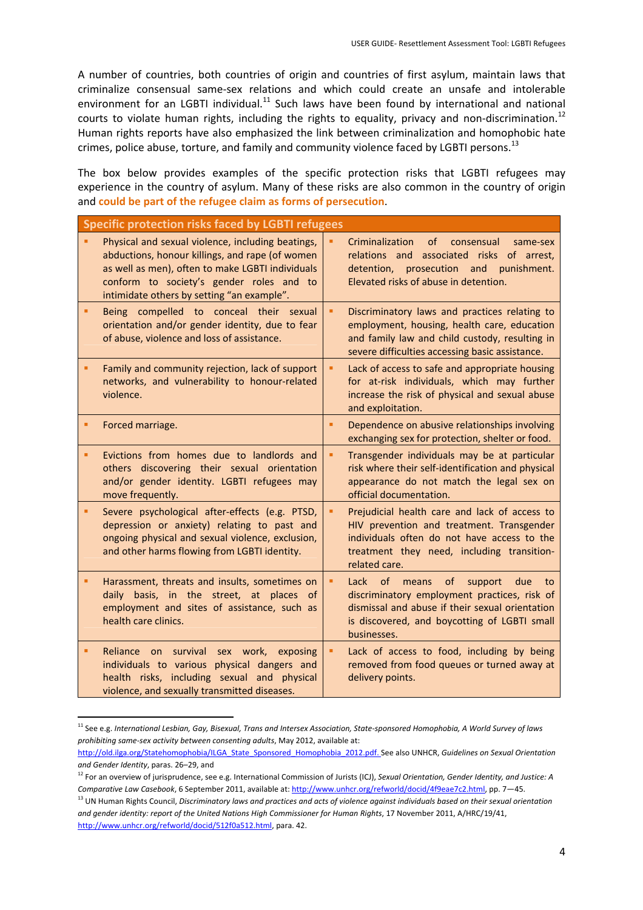A number of countries, both countries of origin and countries of first asylum, maintain laws that criminalize consensual same-sex relations and which could create an unsafe and intolerable environment for an LGBTI individual.[11] Such laws have been found by international and national courts to violate human rights, including the rights to equality, privacy and non-discrimination.[12] Human rights reports have also emphasized the link between criminalization and homophobic hate crimes, police abuse, torture, and family and community violence faced by LGBTI persons.[13]

The box below provides examples of the specific protection risks that LGBTI refugees may experience in the country of asylum. Many of these risks are also common in the country of origin and **could be part of the refugee claim as forms of persecution**.

| Specific protection risks faced by LGBTI refugees | |
|---|---|
| ▪ Physical and sexual violence, including beatings, abductions, honour killings, and rape (of women as well as men), often to make LGBTI individuals conform to society's gender roles and to intimidate others by setting "an example". | ▪ Criminalization of consensual same-sex relations and associated risks of arrest, detention, prosecution and punishment. Elevated risks of abuse in detention. |
| ▪ Being compelled to conceal their sexual orientation and/or gender identity, due to fear of abuse, violence and loss of assistance. | ▪ Discriminatory laws and practices relating to employment, housing, health care, education and family law and child custody, resulting in severe difficulties accessing basic assistance. |
| ▪ Family and community rejection, lack of support networks, and vulnerability to honour-related violence. | ▪ Lack of access to safe and appropriate housing for at-risk individuals, which may further increase the risk of physical and sexual abuse and exploitation. |
| ▪ Forced marriage. | ▪ Dependence on abusive relationships involving exchanging sex for protection, shelter or food. |
| ▪ Evictions from homes due to landlords and others discovering their sexual orientation and/or gender identity. LGBTI refugees may move frequently. | ▪ Transgender individuals may be at particular risk where their self-identification and physical appearance do not match the legal sex on official documentation. |
| ▪ Severe psychological after-effects (e.g. PTSD, depression or anxiety) relating to past and ongoing physical and sexual violence, exclusion, and other harms flowing from LGBTI identity. | ▪ Prejudicial health care and lack of access to HIV prevention and treatment. Transgender individuals often do not have access to the treatment they need, including transition-related care. |
| ▪ Harassment, threats and insults, sometimes on daily basis, in the street, at places of employment and sites of assistance, such as health care clinics. | ▪ Lack of means of support due to discriminatory employment practices, risk of dismissal and abuse if their sexual orientation is discovered, and boycotting of LGBTI small businesses. |
| ▪ Reliance on survival sex work, exposing individuals to various physical dangers and health risks, including sexual and physical violence, and sexually transmitted diseases. | ▪ Lack of access to food, including by being removed from food queues or turned away at delivery points. |

[11] See e.g. *International Lesbian, Gay, Bisexual, Trans and Intersex Association, State-sponsored Homophobia, A World Survey of laws prohibiting same-sex activity between consenting adults*, May 2012, available at: http://old.ilga.org/Statehomophobia/ILGA_State_Sponsored_Homophobia_2012.pdf. See also UNHCR, *Guidelines on Sexual Orientation and Gender Identity*, paras. 26–29, and

[12] For an overview of jurisprudence, see e.g. International Commission of Jurists (ICJ), *Sexual Orientation, Gender Identity, and Justice: A Comparative Law Casebook*, 6 September 2011, available at: http://www.unhcr.org/refworld/docid/4f9eae7c2.html, pp. 7—45.

[13] UN Human Rights Council, *Discriminatory laws and practices and acts of violence against individuals based on their sexual orientation and gender identity: report of the United Nations High Commissioner for Human Rights*, 17 November 2011, A/HRC/19/41, http://www.unhcr.org/refworld/docid/512f0a512.html, para. 42.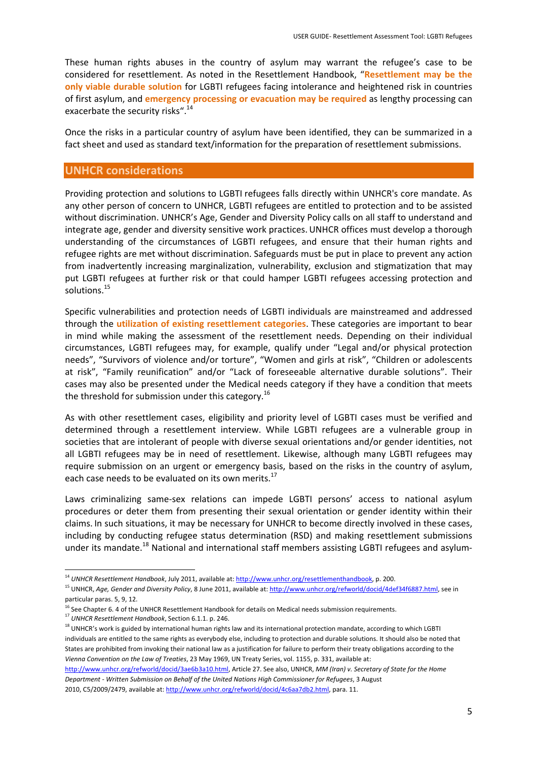These human rights abuses in the country of asylum may warrant the refugee's case to be considered for resettlement. As noted in the Resettlement Handbook, "**Resettlement may be the only viable durable solution** for LGBTI refugees facing intolerance and heightened risk in countries of first asylum, and **emergency processing or evacuation may be required** as lengthy processing can exacerbate the security risks".[14]

Once the risks in a particular country of asylum have been identified, they can be summarized in a fact sheet and used as standard text/information for the preparation of resettlement submissions.

## UNHCR considerations

Providing protection and solutions to LGBTI refugees falls directly within UNHCR's core mandate. As any other person of concern to UNHCR, LGBTI refugees are entitled to protection and to be assisted without discrimination. UNHCR's Age, Gender and Diversity Policy calls on all staff to understand and integrate age, gender and diversity sensitive work practices. UNHCR offices must develop a thorough understanding of the circumstances of LGBTI refugees, and ensure that their human rights and refugee rights are met without discrimination. Safeguards must be put in place to prevent any action from inadvertently increasing marginalization, vulnerability, exclusion and stigmatization that may put LGBTI refugees at further risk or that could hamper LGBTI refugees accessing protection and solutions.[15]

Specific vulnerabilities and protection needs of LGBTI individuals are mainstreamed and addressed through the **utilization of existing resettlement categories**. These categories are important to bear in mind while making the assessment of the resettlement needs. Depending on their individual circumstances, LGBTI refugees may, for example, qualify under "Legal and/or physical protection needs", "Survivors of violence and/or torture", "Women and girls at risk", "Children or adolescents at risk", "Family reunification" and/or "Lack of foreseeable alternative durable solutions". Their cases may also be presented under the Medical needs category if they have a condition that meets the threshold for submission under this category.[16]

As with other resettlement cases, eligibility and priority level of LGBTI cases must be verified and determined through a resettlement interview. While LGBTI refugees are a vulnerable group in societies that are intolerant of people with diverse sexual orientations and/or gender identities, not all LGBTI refugees may be in need of resettlement. Likewise, although many LGBTI refugees may require submission on an urgent or emergency basis, based on the risks in the country of asylum, each case needs to be evaluated on its own merits.[17]

Laws criminalizing same-sex relations can impede LGBTI persons' access to national asylum procedures or deter them from presenting their sexual orientation or gender identity within their claims. In such situations, it may be necessary for UNHCR to become directly involved in these cases, including by conducting refugee status determination (RSD) and making resettlement submissions under its mandate.[18] National and international staff members assisting LGBTI refugees and asylum-

---

[14] *UNHCR Resettlement Handbook*, July 2011, available at: http://www.unhcr.org/resettlementhandbook, p. 200.

[15] UNHCR, *Age, Gender and Diversity Policy*, 8 June 2011, available at: http://www.unhcr.org/refworld/docid/4def34f6887.html, see in particular paras. 5, 9, 12.

[16] See Chapter 6. 4 of the UNHCR Resettlement Handbook for details on Medical needs submission requirements.

[17] *UNHCR Resettlement Handbook*, Section 6.1.1. p. 246.

[18] UNHCR's work is guided by international human rights law and its international protection mandate, according to which LGBTI individuals are entitled to the same rights as everybody else, including to protection and durable solutions. It should also be noted that States are prohibited from invoking their national law as a justification for failure to perform their treaty obligations according to the *Vienna Convention on the Law of Treaties*, 23 May 1969, UN Treaty Series, vol. 1155, p. 331, available at: http://www.unhcr.org/refworld/docid/3ae6b3a10.html, Article 27. See also, UNHCR, *MM (Iran) v. Secretary of State for the Home Department - Written Submission on Behalf of the United Nations High Commissioner for Refugees*, 3 August 2010, C5/2009/2479, available at: http://unhcr.org/refworld/docid/4c6aa7db2.html, para. 11.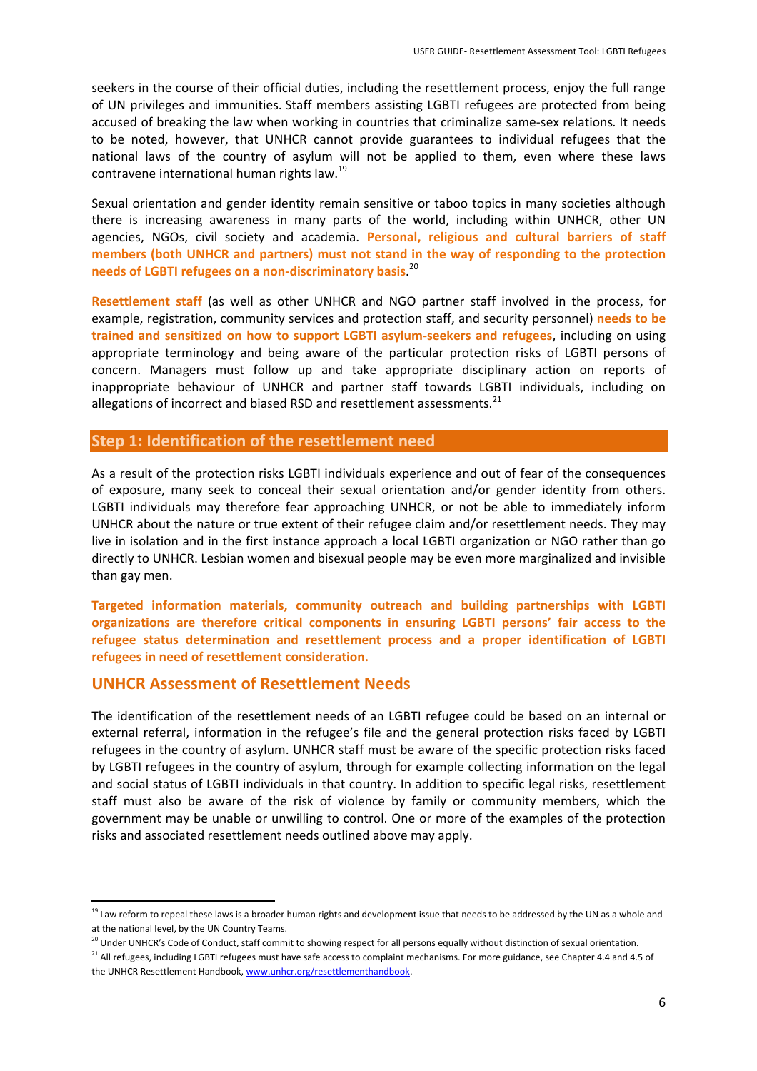seekers in the course of their official duties, including the resettlement process, enjoy the full range of UN privileges and immunities. Staff members assisting LGBTI refugees are protected from being accused of breaking the law when working in countries that criminalize same-sex relations. It needs to be noted, however, that UNHCR cannot provide guarantees to individual refugees that the national laws of the country of asylum will not be applied to them, even where these laws contravene international human rights law.[19]

Sexual orientation and gender identity remain sensitive or taboo topics in many societies although there is increasing awareness in many parts of the world, including within UNHCR, other UN agencies, NGOs, civil society and academia. **Personal, religious and cultural barriers of staff members (both UNHCR and partners) must not stand in the way of responding to the protection needs of LGBTI refugees on a non-discriminatory basis**.[20]

**Resettlement staff** (as well as other UNHCR and NGO partner staff involved in the process, for example, registration, community services and protection staff, and security personnel) **needs to be trained and sensitized on how to support LGBTI asylum-seekers and refugees**, including on using appropriate terminology and being aware of the particular protection risks of LGBTI persons of concern. Managers must follow up and take appropriate disciplinary action on reports of inappropriate behaviour of UNHCR and partner staff towards LGBTI individuals, including on allegations of incorrect and biased RSD and resettlement assessments.[21]

## Step 1: Identification of the resettlement need

As a result of the protection risks LGBTI individuals experience and out of fear of the consequences of exposure, many seek to conceal their sexual orientation and/or gender identity from others. LGBTI individuals may therefore fear approaching UNHCR, or not be able to immediately inform UNHCR about the nature or true extent of their refugee claim and/or resettlement needs. They may live in isolation and in the first instance approach a local LGBTI organization or NGO rather than go directly to UNHCR. Lesbian women and bisexual people may be even more marginalized and invisible than gay men.

**Targeted information materials, community outreach and building partnerships with LGBTI organizations are therefore critical components in ensuring LGBTI persons' fair access to the refugee status determination and resettlement process and a proper identification of LGBTI refugees in need of resettlement consideration.**

### UNHCR Assessment of Resettlement Needs

The identification of the resettlement needs of an LGBTI refugee could be based on an internal or external referral, information in the refugee's file and the general protection risks faced by LGBTI refugees in the country of asylum. UNHCR staff must be aware of the specific protection risks faced by LGBTI refugees in the country of asylum, through for example collecting information on the legal and social status of LGBTI individuals in that country. In addition to specific legal risks, resettlement staff must also be aware of the risk of violence by family or community members, which the government may be unable or unwilling to control. One or more of the examples of the protection risks and associated resettlement needs outlined above may apply.

---

[19] Law reform to repeal these laws is a broader human rights and development issue that needs to be addressed by the UN as a whole and at the national level, by the UN Country Teams.

[20] Under UNHCR's Code of Conduct, staff commit to showing respect for all persons equally without distinction of sexual orientation.

[21] All refugees, including LGBTI refugees must have safe access to complaint mechanisms. For more guidance, see Chapter 4.4 and 4.5 of the UNHCR Resettlement Handbook, www.unhcr.org/resettlementhandbook.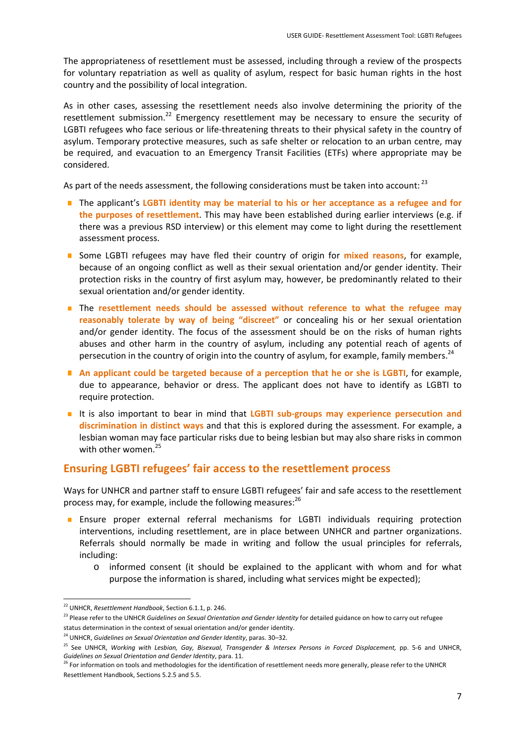The appropriateness of resettlement must be assessed, including through a review of the prospects for voluntary repatriation as well as quality of asylum, respect for basic human rights in the host country and the possibility of local integration.

As in other cases, assessing the resettlement needs also involve determining the priority of the resettlement submission.[22] Emergency resettlement may be necessary to ensure the security of LGBTI refugees who face serious or life-threatening threats to their physical safety in the country of asylum. Temporary protective measures, such as safe shelter or relocation to an urban centre, may be required, and evacuation to an Emergency Transit Facilities (ETFs) where appropriate may be considered.

As part of the needs assessment, the following considerations must be taken into account:[23]

- The applicant's **LGBTI identity may be material to his or her acceptance as a refugee and for the purposes of resettlement**. This may have been established during earlier interviews (e.g. if there was a previous RSD interview) or this element may come to light during the resettlement assessment process.
- Some LGBTI refugees may have fled their country of origin for **mixed reasons**, for example, because of an ongoing conflict as well as their sexual orientation and/or gender identity. Their protection risks in the country of first asylum may, however, be predominantly related to their sexual orientation and/or gender identity.
- The **resettlement needs should be assessed without reference to what the refugee may reasonably tolerate by way of being "discreet"** or concealing his or her sexual orientation and/or gender identity. The focus of the assessment should be on the risks of human rights abuses and other harm in the country of asylum, including any potential reach of agents of persecution in the country of origin into the country of asylum, for example, family members.[24]
- **An applicant could be targeted because of a perception that he or she is LGBTI**, for example, due to appearance, behavior or dress. The applicant does not have to identify as LGBTI to require protection.
- It is also important to bear in mind that **LGBTI sub-groups may experience persecution and discrimination in distinct ways** and that this is explored during the assessment. For example, a lesbian woman may face particular risks due to being lesbian but may also share risks in common with other women.[25]

## Ensuring LGBTI refugees' fair access to the resettlement process

Ways for UNHCR and partner staff to ensure LGBTI refugees' fair and safe access to the resettlement process may, for example, include the following measures:[26]

- Ensure proper external referral mechanisms for LGBTI individuals requiring protection interventions, including resettlement, are in place between UNHCR and partner organizations. Referrals should normally be made in writing and follow the usual principles for referrals, including:
  - informed consent (it should be explained to the applicant with whom and for what purpose the information is shared, including what services might be expected);

---

[22] UNHCR, *Resettlement Handbook*, Section 6.1.1, p. 246.

[23] Please refer to the UNHCR *Guidelines on Sexual Orientation and Gender Identity* for detailed guidance on how to carry out refugee status determination in the context of sexual orientation and/or gender identity.

[24] UNHCR, *Guidelines on Sexual Orientation and Gender Identity*, paras. 30–32.

[25] See UNHCR, *Working with Lesbian, Gay, Bisexual, Transgender & Intersex Persons in Forced Displacement,* pp. 5-6 and UNHCR, *Guidelines on Sexual Orientation and Gender Identity*, para. 11.

[26] For information on tools and methodologies for the identification of resettlement needs more generally, please refer to the UNHCR Resettlement Handbook, Sections 5.2.5 and 5.5.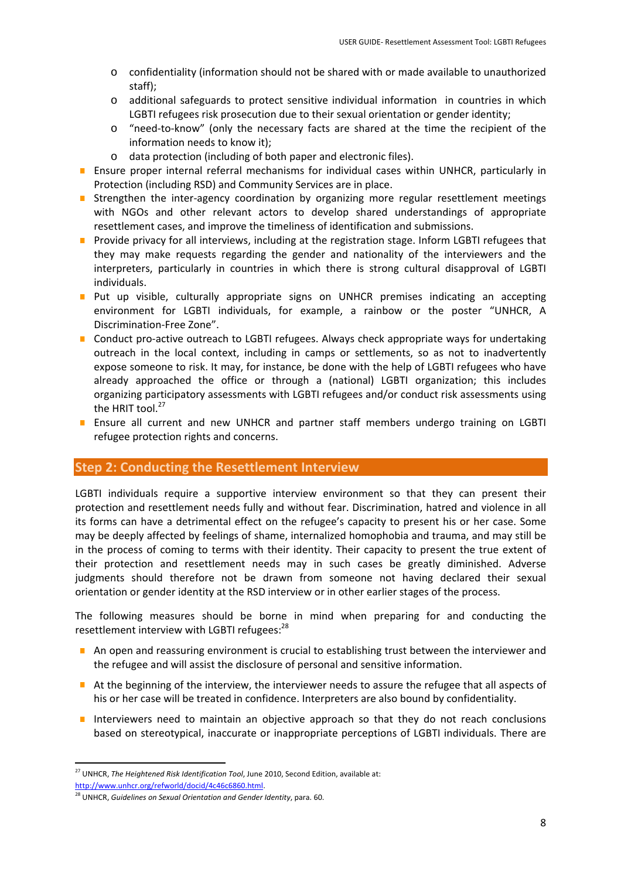- confidentiality (information should not be shared with or made available to unauthorized staff);
  - additional safeguards to protect sensitive individual information in countries in which LGBTI refugees risk prosecution due to their sexual orientation or gender identity;
  - "need-to-know" (only the necessary facts are shared at the time the recipient of the information needs to know it);
  - data protection (including of both paper and electronic files).
- Ensure proper internal referral mechanisms for individual cases within UNHCR, particularly in Protection (including RSD) and Community Services are in place.
- Strengthen the inter-agency coordination by organizing more regular resettlement meetings with NGOs and other relevant actors to develop shared understandings of appropriate resettlement cases, and improve the timeliness of identification and submissions.
- Provide privacy for all interviews, including at the registration stage. Inform LGBTI refugees that they may make requests regarding the gender and nationality of the interviewers and the interpreters, particularly in countries in which there is strong cultural disapproval of LGBTI individuals.
- Put up visible, culturally appropriate signs on UNHCR premises indicating an accepting environment for LGBTI individuals, for example, a rainbow or the poster "UNHCR, A Discrimination-Free Zone".
- Conduct pro-active outreach to LGBTI refugees. Always check appropriate ways for undertaking outreach in the local context, including in camps or settlements, so as not to inadvertently expose someone to risk. It may, for instance, be done with the help of LGBTI refugees who have already approached the office or through a (national) LGBTI organization; this includes organizing participatory assessments with LGBTI refugees and/or conduct risk assessments using the HRIT tool.[27]
- Ensure all current and new UNHCR and partner staff members undergo training on LGBTI refugee protection rights and concerns.

## Step 2: Conducting the Resettlement Interview

LGBTI individuals require a supportive interview environment so that they can present their protection and resettlement needs fully and without fear. Discrimination, hatred and violence in all its forms can have a detrimental effect on the refugee's capacity to present his or her case. Some may be deeply affected by feelings of shame, internalized homophobia and trauma, and may still be in the process of coming to terms with their identity. Their capacity to present the true extent of their protection and resettlement needs may in such cases be greatly diminished. Adverse judgments should therefore not be drawn from someone not having declared their sexual orientation or gender identity at the RSD interview or in other earlier stages of the process.

The following measures should be borne in mind when preparing for and conducting the resettlement interview with LGBTI refugees:[28]

- An open and reassuring environment is crucial to establishing trust between the interviewer and the refugee and will assist the disclosure of personal and sensitive information.
- At the beginning of the interview, the interviewer needs to assure the refugee that all aspects of his or her case will be treated in confidence. Interpreters are also bound by confidentiality.
- Interviewers need to maintain an objective approach so that they do not reach conclusions based on stereotypical, inaccurate or inappropriate perceptions of LGBTI individuals. There are

---

[27] UNHCR, *The Heightened Risk Identification Tool*, June 2010, Second Edition, available at: http://www.unhcr.org/refworld/docid/4c46c6860.html.

[28] UNHCR, *Guidelines on Sexual Orientation and Gender Identity*, para. 60.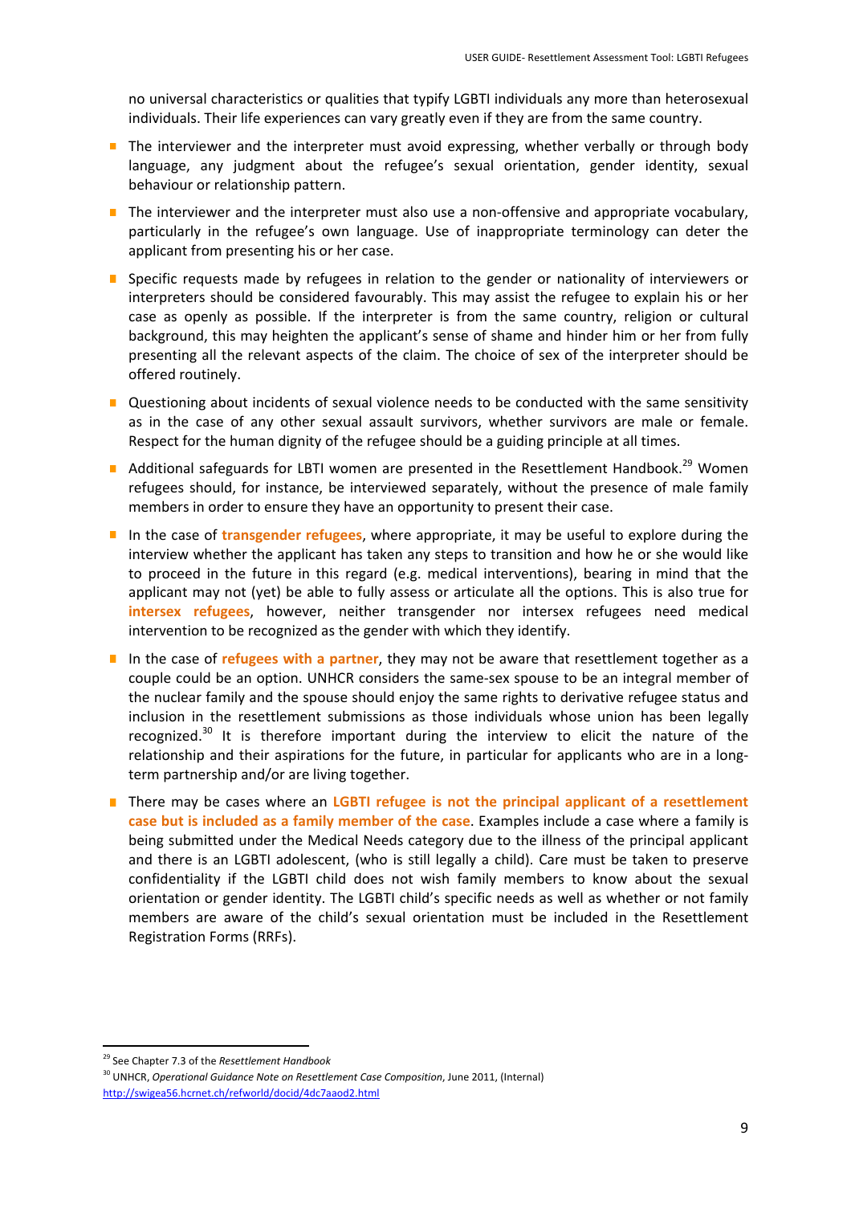no universal characteristics or qualities that typify LGBTI individuals any more than heterosexual individuals. Their life experiences can vary greatly even if they are from the same country.

- The interviewer and the interpreter must avoid expressing, whether verbally or through body language, any judgment about the refugee's sexual orientation, gender identity, sexual behaviour or relationship pattern.
- The interviewer and the interpreter must also use a non-offensive and appropriate vocabulary, particularly in the refugee's own language. Use of inappropriate terminology can deter the applicant from presenting his or her case.
- Specific requests made by refugees in relation to the gender or nationality of interviewers or interpreters should be considered favourably. This may assist the refugee to explain his or her case as openly as possible. If the interpreter is from the same country, religion or cultural background, this may heighten the applicant's sense of shame and hinder him or her from fully presenting all the relevant aspects of the claim. The choice of sex of the interpreter should be offered routinely.
- Questioning about incidents of sexual violence needs to be conducted with the same sensitivity as in the case of any other sexual assault survivors, whether survivors are male or female. Respect for the human dignity of the refugee should be a guiding principle at all times.
- Additional safeguards for LBTI women are presented in the Resettlement Handbook.[29] Women refugees should, for instance, be interviewed separately, without the presence of male family members in order to ensure they have an opportunity to present their case.
- In the case of **transgender refugees**, where appropriate, it may be useful to explore during the interview whether the applicant has taken any steps to transition and how he or she would like to proceed in the future in this regard (e.g. medical interventions), bearing in mind that the applicant may not (yet) be able to fully assess or articulate all the options. This is also true for **intersex refugees**, however, neither transgender nor intersex refugees need medical intervention to be recognized as the gender with which they identify.
- In the case of **refugees with a partner**, they may not be aware that resettlement together as a couple could be an option. UNHCR considers the same-sex spouse to be an integral member of the nuclear family and the spouse should enjoy the same rights to derivative refugee status and inclusion in the resettlement submissions as those individuals whose union has been legally recognized.[30] It is therefore important during the interview to elicit the nature of the relationship and their aspirations for the future, in particular for applicants who are in a long-term partnership and/or are living together.
- There may be cases where an **LGBTI refugee is not the principal applicant of a resettlement case but is included as a family member of the case**. Examples include a case where a family is being submitted under the Medical Needs category due to the illness of the principal applicant and there is an LGBTI adolescent, (who is still legally a child). Care must be taken to preserve confidentiality if the LGBTI child does not wish family members to know about the sexual orientation or gender identity. The LGBTI child's specific needs as well as whether or not family members are aware of the child's sexual orientation must be included in the Resettlement Registration Forms (RRFs).

---

[29] See Chapter 7.3 of the *Resettlement Handbook*

[30] UNHCR, *Operational Guidance Note on Resettlement Case Composition*, June 2011, (Internal) http://swigea56.hcrnet.ch/refworld/docid/4dc7aaod2.html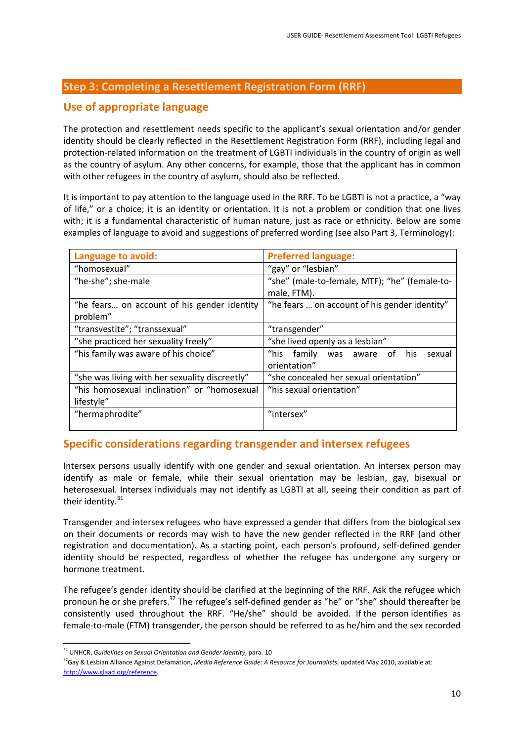## Step 3: Completing a Resettlement Registration Form (RRF)

### Use of appropriate language

The protection and resettlement needs specific to the applicant's sexual orientation and/or gender identity should be clearly reflected in the Resettlement Registration Form (RRF), including legal and protection-related information on the treatment of LGBTI individuals in the country of origin as well as the country of asylum. Any other concerns, for example, those that the applicant has in common with other refugees in the country of asylum, should also be reflected.

It is important to pay attention to the language used in the RRF. To be LGBTI is not a practice, a "way of life," or a choice; it is an identity or orientation. It is not a problem or condition that one lives with; it is a fundamental characteristic of human nature, just as race or ethnicity. Below are some examples of language to avoid and suggestions of preferred wording (see also Part 3, Terminology):

| Language to avoid: | Preferred language: |
|---|---|
| "homosexual" | "gay" or "lesbian" |
| "he-she"; she-male | "she" (male-to-female, MTF); "he" (female-to-male, FTM). |
| "he fears… on account of his gender identity problem" | "he fears … on account of his gender identity" |
| "transvestite"; "transsexual" | "transgender" |
| "she practiced her sexuality freely" | "she lived openly as a lesbian" |
| "his family was aware of his choice" | "his family was aware of his sexual orientation" |
| "she was living with her sexuality discreetly" | "she concealed her sexual orientation" |
| "his homosexual inclination" or "homosexual lifestyle" | "his sexual orientation" |
| "hermaphrodite" | "intersex" |

### Specific considerations regarding transgender and intersex refugees

Intersex persons usually identify with one gender and sexual orientation. An intersex person may identify as male or female, while their sexual orientation may be lesbian, gay, bisexual or heterosexual. Intersex individuals may not identify as LGBTI at all, seeing their condition as part of their identity.[31]

Transgender and intersex refugees who have expressed a gender that differs from the biological sex on their documents or records may wish to have the new gender reflected in the RRF (and other registration and documentation). As a starting point, each person's profound, self-defined gender identity should be respected, regardless of whether the refugee has undergone any surgery or hormone treatment.

The refugee's gender identity should be clarified at the beginning of the RRF. Ask the refugee which pronoun he or she prefers.[32] The refugee's self-defined gender as "he" or "she" should thereafter be consistently used throughout the RRF. "He/she" should be avoided. If the person identifies as female-to-male (FTM) transgender, the person should be referred to as he/him and the sex recorded

---

[31] UNHCR, *Guidelines on Sexual Orientation and Gender Identity*, para. 10

[32] Gay & Lesbian Alliance Against Defamation, *Media Reference Guide: A Resource for Journalists*, updated May 2010, available at: http://www.glaad.org/reference.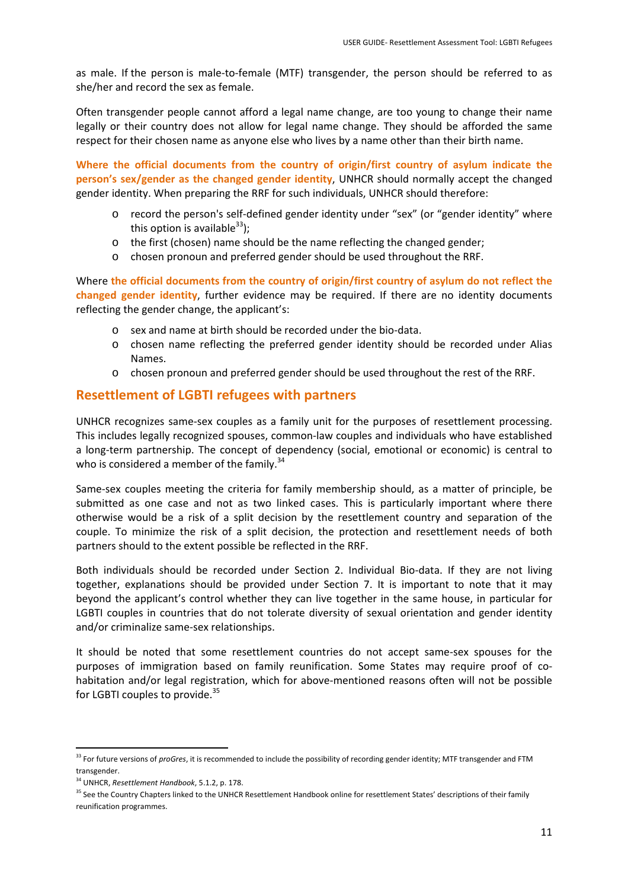as male. If the person is male-to-female (MTF) transgender, the person should be referred to as she/her and record the sex as female.

Often transgender people cannot afford a legal name change, are too young to change their name legally or their country does not allow for legal name change. They should be afforded the same respect for their chosen name as anyone else who lives by a name other than their birth name.

**Where the official documents from the country of origin/first country of asylum indicate the person's sex/gender as the changed gender identity**, UNHCR should normally accept the changed gender identity. When preparing the RRF for such individuals, UNHCR should therefore:

- record the person's self-defined gender identity under "sex" (or "gender identity" where this option is available[33]);
- the first (chosen) name should be the name reflecting the changed gender;
- chosen pronoun and preferred gender should be used throughout the RRF.

Where **the official documents from the country of origin/first country of asylum do not reflect the changed gender identity**, further evidence may be required. If there are no identity documents reflecting the gender change, the applicant's:

- sex and name at birth should be recorded under the bio-data.
- chosen name reflecting the preferred gender identity should be recorded under Alias Names.
- chosen pronoun and preferred gender should be used throughout the rest of the RRF.

## Resettlement of LGBTI refugees with partners

UNHCR recognizes same-sex couples as a family unit for the purposes of resettlement processing. This includes legally recognized spouses, common-law couples and individuals who have established a long-term partnership. The concept of dependency (social, emotional or economic) is central to who is considered a member of the family.[34]

Same-sex couples meeting the criteria for family membership should, as a matter of principle, be submitted as one case and not as two linked cases. This is particularly important where there otherwise would be a risk of a split decision by the resettlement country and separation of the couple. To minimize the risk of a split decision, the protection and resettlement needs of both partners should to the extent possible be reflected in the RRF.

Both individuals should be recorded under Section 2. Individual Bio-data. If they are not living together, explanations should be provided under Section 7. It is important to note that it may beyond the applicant's control whether they can live together in the same house, in particular for LGBTI couples in countries that do not tolerate diversity of sexual orientation and gender identity and/or criminalize same-sex relationships.

It should be noted that some resettlement countries do not accept same-sex spouses for the purposes of immigration based on family reunification. Some States may require proof of co-habitation and/or legal registration, which for above-mentioned reasons often will not be possible for LGBTI couples to provide.[35]

---

[33] For future versions of *proGres*, it is recommended to include the possibility of recording gender identity; MTF transgender and FTM transgender.

[34] UNHCR, *Resettlement Handbook*, 5.1.2, p. 178.

[35] See the Country Chapters linked to the UNHCR Resettlement Handbook online for resettlement States' descriptions of their family reunification programmes.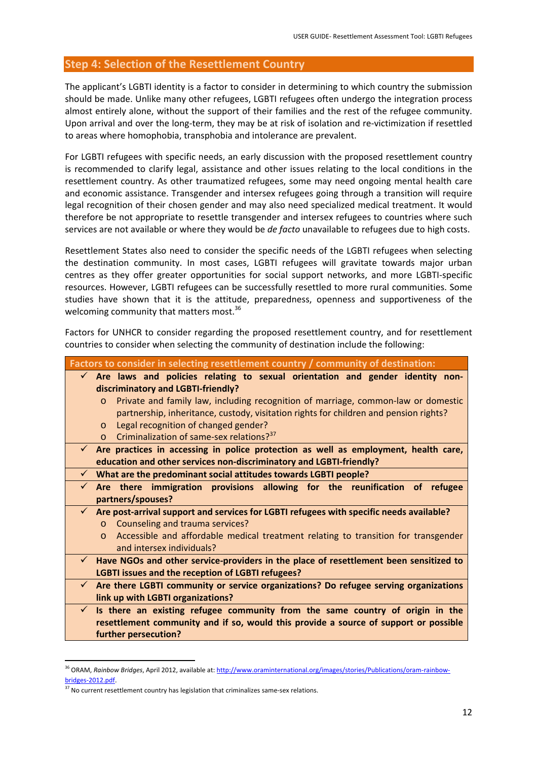## Step 4: Selection of the Resettlement Country

The applicant's LGBTI identity is a factor to consider in determining to which country the submission should be made. Unlike many other refugees, LGBTI refugees often undergo the integration process almost entirely alone, without the support of their families and the rest of the refugee community. Upon arrival and over the long-term, they may be at risk of isolation and re-victimization if resettled to areas where homophobia, transphobia and intolerance are prevalent.

For LGBTI refugees with specific needs, an early discussion with the proposed resettlement country is recommended to clarify legal, assistance and other issues relating to the local conditions in the resettlement country. As other traumatized refugees, some may need ongoing mental health care and economic assistance. Transgender and intersex refugees going through a transition will require legal recognition of their chosen gender and may also need specialized medical treatment. It would therefore be not appropriate to resettle transgender and intersex refugees to countries where such services are not available or where they would be *de facto* unavailable to refugees due to high costs.

Resettlement States also need to consider the specific needs of the LGBTI refugees when selecting the destination community. In most cases, LGBTI refugees will gravitate towards major urban centres as they offer greater opportunities for social support networks, and more LGBTI-specific resources. However, LGBTI refugees can be successfully resettled to more rural communities. Some studies have shown that it is the attitude, preparedness, openness and supportiveness of the welcoming community that matters most.[36]

Factors for UNHCR to consider regarding the proposed resettlement country, and for resettlement countries to consider when selecting the community of destination include the following:

| Factors to consider in selecting resettlement country / community of destination: |
|---|
| ✓ **Are laws and policies relating to sexual orientation and gender identity non-discriminatory and LGBTI-friendly?**<br>○ Private and family law, including recognition of marriage, common-law or domestic partnership, inheritance, custody, visitation rights for children and pension rights?<br>○ Legal recognition of changed gender?<br>○ Criminalization of same-sex relations?[37] |
| ✓ **Are practices in accessing in police protection as well as employment, health care, education and other services non-discriminatory and LGBTI-friendly?** |
| ✓ **What are the predominant social attitudes towards LGBTI people?** |
| ✓ **Are there immigration provisions allowing for the reunification of refugee partners/spouses?** |
| ✓ **Are post-arrival support and services for LGBTI refugees with specific needs available?**<br>○ Counseling and trauma services?<br>○ Accessible and affordable medical treatment relating to transition for transgender and intersex individuals? |
| ✓ **Have NGOs and other service-providers in the place of resettlement been sensitized to LGBTI issues and the reception of LGBTI refugees?** |
| ✓ **Are there LGBTI community or service organizations? Do refugee serving organizations link up with LGBTI organizations?** |
| ✓ **Is there an existing refugee community from the same country of origin in the resettlement community and if so, would this provide a source of support or possible further persecution?** |

[36] ORAM, *Rainbow Bridges*, April 2012, available at: http://www.oraminternational.org/images/stories/Publications/oram-rainbow-bridges-2012.pdf.

[37] No current resettlement country has legislation that criminalizes same-sex relations.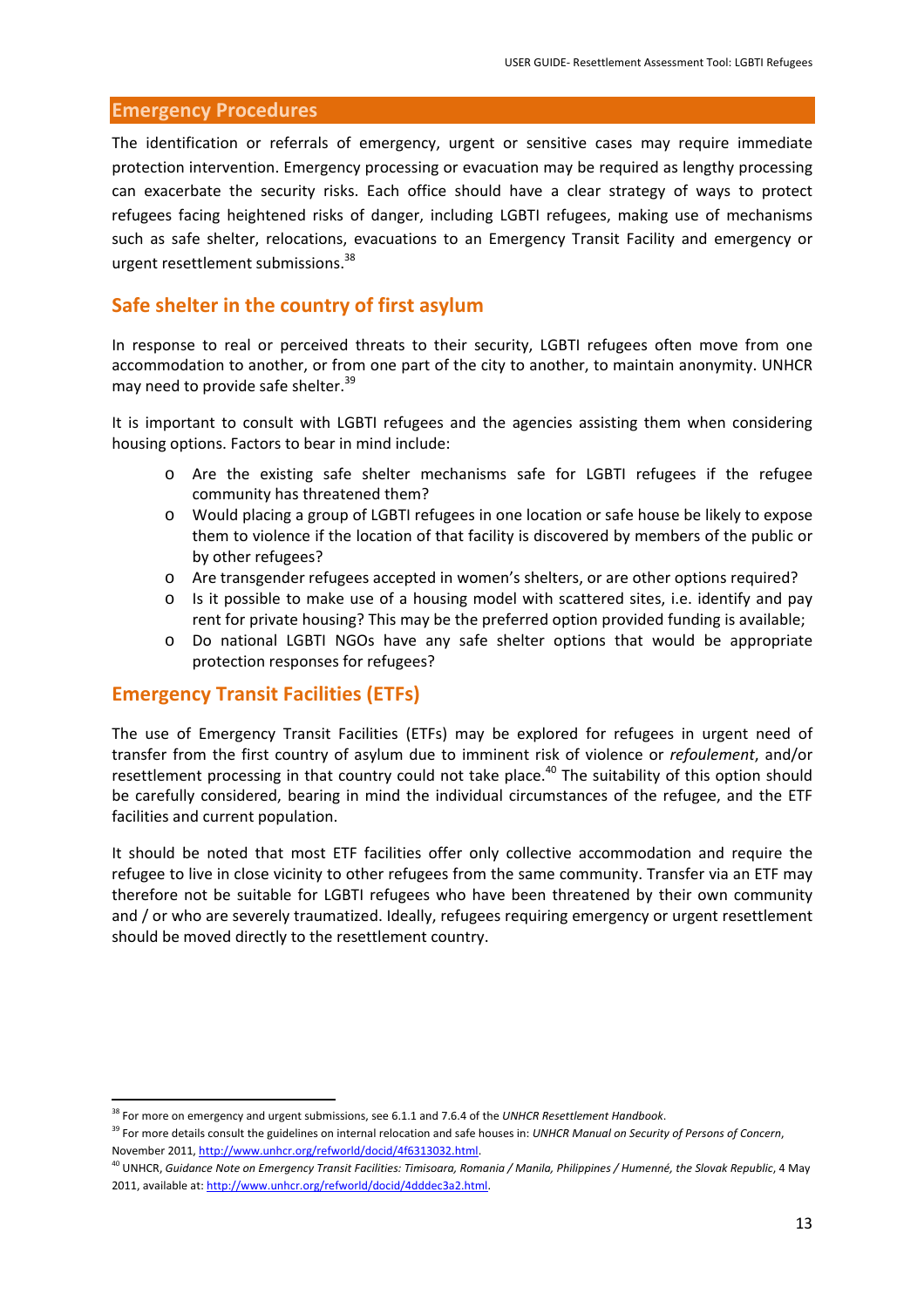## Emergency Procedures

The identification or referrals of emergency, urgent or sensitive cases may require immediate protection intervention. Emergency processing or evacuation may be required as lengthy processing can exacerbate the security risks. Each office should have a clear strategy of ways to protect refugees facing heightened risks of danger, including LGBTI refugees, making use of mechanisms such as safe shelter, relocations, evacuations to an Emergency Transit Facility and emergency or urgent resettlement submissions.[38]

### Safe shelter in the country of first asylum

In response to real or perceived threats to their security, LGBTI refugees often move from one accommodation to another, or from one part of the city to another, to maintain anonymity. UNHCR may need to provide safe shelter.[39]

It is important to consult with LGBTI refugees and the agencies assisting them when considering housing options. Factors to bear in mind include:

- Are the existing safe shelter mechanisms safe for LGBTI refugees if the refugee community has threatened them?
- Would placing a group of LGBTI refugees in one location or safe house be likely to expose them to violence if the location of that facility is discovered by members of the public or by other refugees?
- Are transgender refugees accepted in women's shelters, or are other options required?
- Is it possible to make use of a housing model with scattered sites, i.e. identify and pay rent for private housing? This may be the preferred option provided funding is available;
- Do national LGBTI NGOs have any safe shelter options that would be appropriate protection responses for refugees?

### Emergency Transit Facilities (ETFs)

The use of Emergency Transit Facilities (ETFs) may be explored for refugees in urgent need of transfer from the first country of asylum due to imminent risk of violence or *refoulement*, and/or resettlement processing in that country could not take place.[40] The suitability of this option should be carefully considered, bearing in mind the individual circumstances of the refugee, and the ETF facilities and current population.

It should be noted that most ETF facilities offer only collective accommodation and require the refugee to live in close vicinity to other refugees from the same community. Transfer via an ETF may therefore not be suitable for LGBTI refugees who have been threatened by their own community and / or who are severely traumatized. Ideally, refugees requiring emergency or urgent resettlement should be moved directly to the resettlement country.

---

[38] For more on emergency and urgent submissions, see 6.1.1 and 7.6.4 of the *UNHCR Resettlement Handbook*.

[39] For more details consult the guidelines on internal relocation and safe houses in: *UNHCR Manual on Security of Persons of Concern*, November 2011, http://www.unhcr.org/refworld/docid/4f6313032.html.

[40] UNHCR, *Guidance Note on Emergency Transit Facilities: Timisoara, Romania / Manila, Philippines / Humenné, the Slovak Republic*, 4 May 2011, available at: http://www.unhcr.org/refworld/docid/4dddec3a2.html.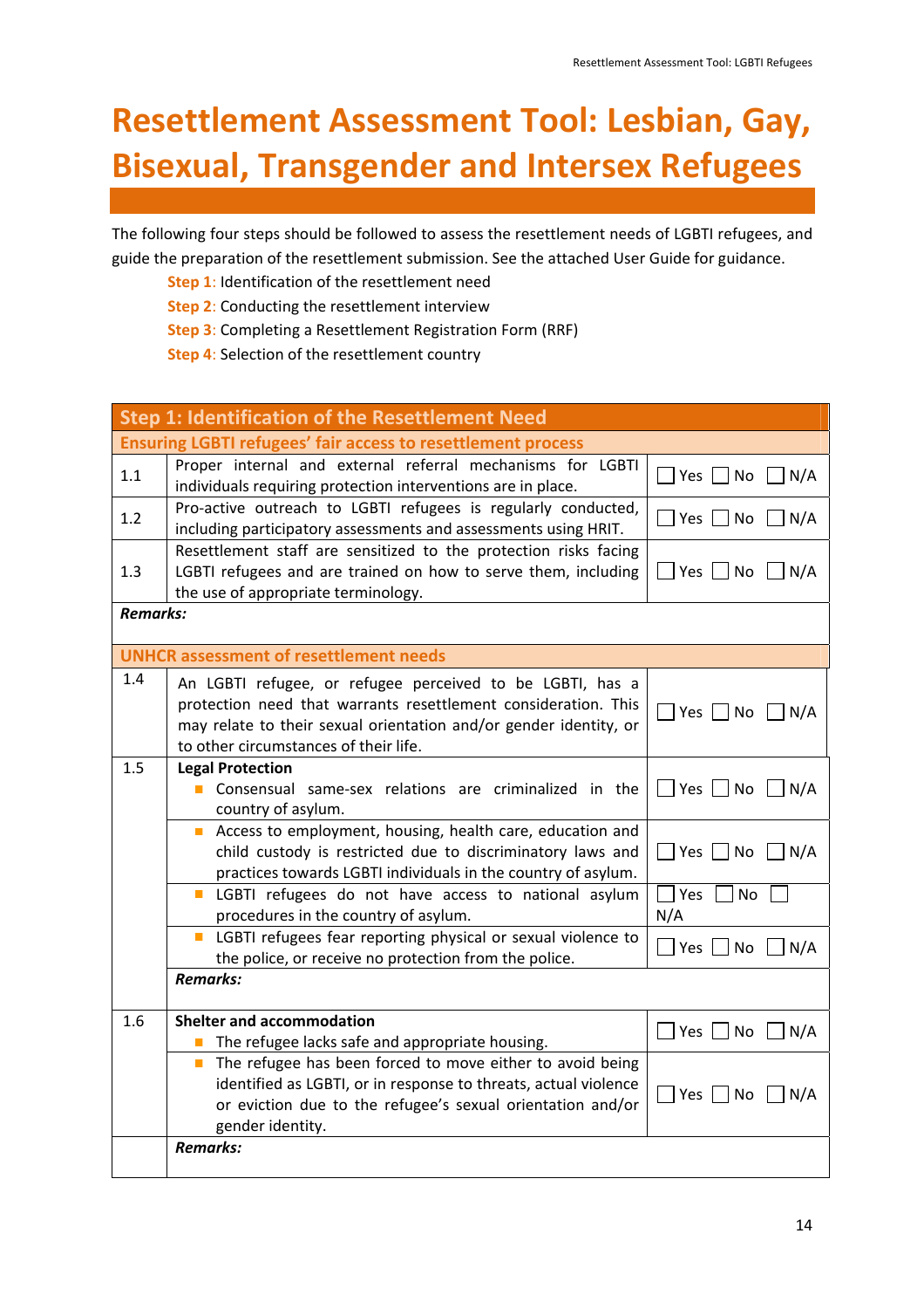# Resettlement Assessment Tool: Lesbian, Gay, Bisexual, Transgender and Intersex Refugees

The following four steps should be followed to assess the resettlement needs of LGBTI refugees, and guide the preparation of the resettlement submission. See the attached User Guide for guidance.

- **Step 1**: Identification of the resettlement need
- **Step 2**: Conducting the resettlement interview
- **Step 3**: Completing a Resettlement Registration Form (RRF)
- **Step 4**: Selection of the resettlement country

| **Step 1: Identification of the Resettlement Need** | | |
|---|---|---|
| **Ensuring LGBTI refugees' fair access to resettlement process** | | |
| 1.1 | Proper internal and external referral mechanisms for LGBTI individuals requiring protection interventions are in place. | ☐ Yes ☐ No ☐ N/A |
| 1.2 | Pro-active outreach to LGBTI refugees is regularly conducted, including participatory assessments and assessments using HRIT. | ☐ Yes ☐ No ☐ N/A |
| 1.3 | Resettlement staff are sensitized to the protection risks facing LGBTI refugees and are trained on how to serve them, including the use of appropriate terminology. | ☐ Yes ☐ No ☐ N/A |
| ***Remarks:*** | | |
| **UNHCR assessment of resettlement needs** | | |
| 1.4 | An LGBTI refugee, or refugee perceived to be LGBTI, has a protection need that warrants resettlement consideration. This may relate to their sexual orientation and/or gender identity, or to other circumstances of their life. | ☐ Yes ☐ No ☐ N/A |
| 1.5 | **Legal Protection**<br>▪ Consensual same-sex relations are criminalized in the country of asylum. | ☐ Yes ☐ No ☐ N/A |
| | ▪ Access to employment, housing, health care, education and child custody is restricted due to discriminatory laws and practices towards LGBTI individuals in the country of asylum. | ☐ Yes ☐ No ☐ N/A |
| | ▪ LGBTI refugees do not have access to national asylum procedures in the country of asylum. | ☐ Yes ☐ No ☐ N/A |
| | ▪ LGBTI refugees fear reporting physical or sexual violence to the police, or receive no protection from the police. | ☐ Yes ☐ No ☐ N/A |
| | ***Remarks:*** | |
| 1.6 | **Shelter and accommodation**<br>▪ The refugee lacks safe and appropriate housing. | ☐ Yes ☐ No ☐ N/A |
| | ▪ The refugee has been forced to move either to avoid being identified as LGBTI, or in response to threats, actual violence or eviction due to the refugee's sexual orientation and/or gender identity. | ☐ Yes ☐ No ☐ N/A |
| | ***Remarks:*** | |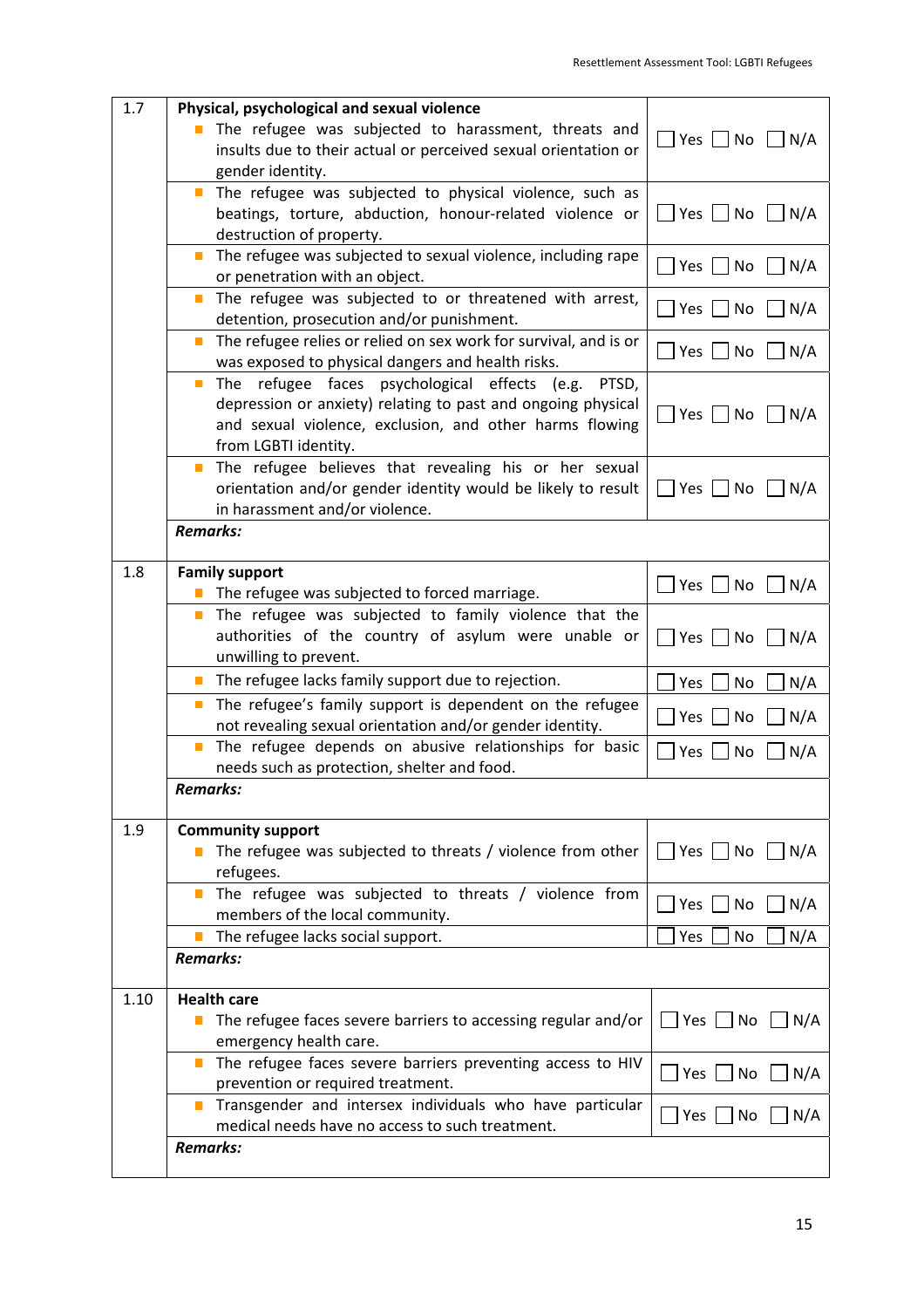| | | |
|---|---|---|
| 1.7 | **Physical, psychological and sexual violence** | |
| | ■ The refugee was subjected to harassment, threats and insults due to their actual or perceived sexual orientation or gender identity. | ☐ Yes ☐ No ☐ N/A |
| | ■ The refugee was subjected to physical violence, such as beatings, torture, abduction, honour-related violence or destruction of property. | ☐ Yes ☐ No ☐ N/A |
| | ■ The refugee was subjected to sexual violence, including rape or penetration with an object. | ☐ Yes ☐ No ☐ N/A |
| | ■ The refugee was subjected to or threatened with arrest, detention, prosecution and/or punishment. | ☐ Yes ☐ No ☐ N/A |
| | ■ The refugee relies or relied on sex work for survival, and is or was exposed to physical dangers and health risks. | ☐ Yes ☐ No ☐ N/A |
| | ■ The refugee faces psychological effects (e.g. PTSD, depression or anxiety) relating to past and ongoing physical and sexual violence, exclusion, and other harms flowing from LGBTI identity. | ☐ Yes ☐ No ☐ N/A |
| | ■ The refugee believes that revealing his or her sexual orientation and/or gender identity would be likely to result in harassment and/or violence. | ☐ Yes ☐ No ☐ N/A |
| | ***Remarks:*** | |
| 1.8 | **Family support** | |
| | ■ The refugee was subjected to forced marriage. | ☐ Yes ☐ No ☐ N/A |
| | ■ The refugee was subjected to family violence that the authorities of the country of asylum were unable or unwilling to prevent. | ☐ Yes ☐ No ☐ N/A |
| | ■ The refugee lacks family support due to rejection. | ☐ Yes ☐ No ☐ N/A |
| | ■ The refugee's family support is dependent on the refugee not revealing sexual orientation and/or gender identity. | ☐ Yes ☐ No ☐ N/A |
| | ■ The refugee depends on abusive relationships for basic needs such as protection, shelter and food. | ☐ Yes ☐ No ☐ N/A |
| | ***Remarks:*** | |
| 1.9 | **Community support** | |
| | ■ The refugee was subjected to threats / violence from other refugees. | ☐ Yes ☐ No ☐ N/A |
| | ■ The refugee was subjected to threats / violence from members of the local community. | ☐ Yes ☐ No ☐ N/A |
| | ■ The refugee lacks social support. | ☐ Yes ☐ No ☐ N/A |
| | ***Remarks:*** | |
| 1.10 | **Health care** | |
| | ■ The refugee faces severe barriers to accessing regular and/or emergency health care. | ☐ Yes ☐ No ☐ N/A |
| | ■ The refugee faces severe barriers preventing access to HIV prevention or required treatment. | ☐ Yes ☐ No ☐ N/A |
| | ■ Transgender and intersex individuals who have particular medical needs have no access to such treatment. | ☐ Yes ☐ No ☐ N/A |
| | ***Remarks:*** | |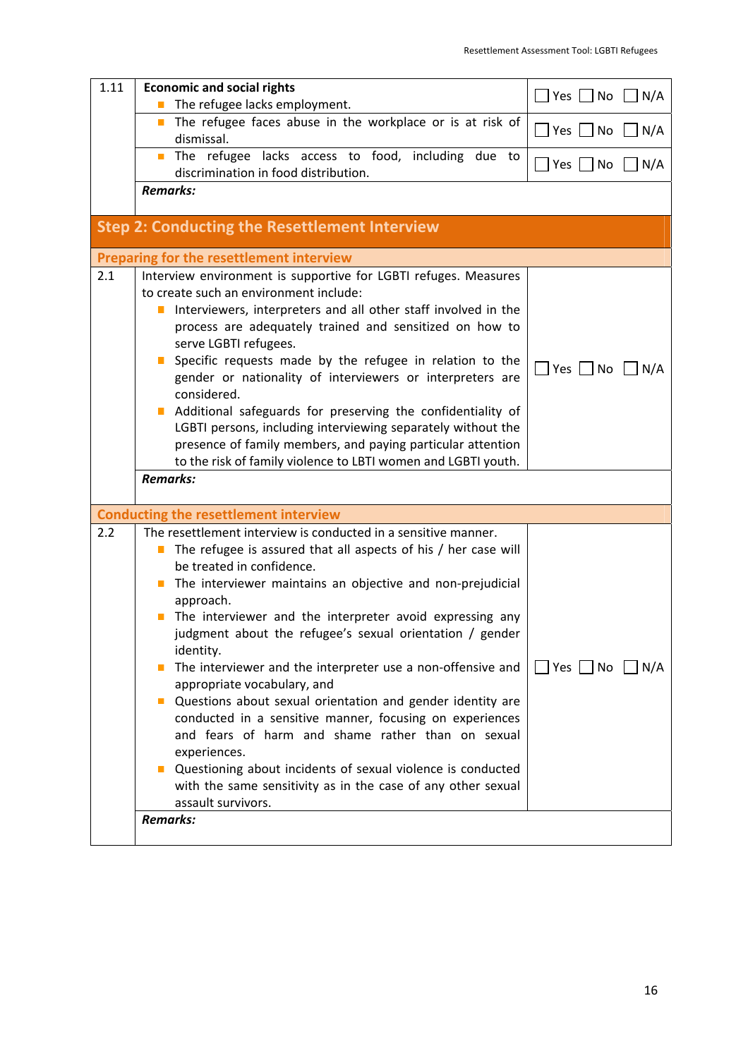| | | |
|---|---|---|
| 1.11 | **Economic and social rights**<br>▪ The refugee lacks employment. | ☐ Yes ☐ No ☐ N/A |
| | ▪ The refugee faces abuse in the workplace or is at risk of dismissal. | ☐ Yes ☐ No ☐ N/A |
| | ▪ The refugee lacks access to food, including due to discrimination in food distribution. | ☐ Yes ☐ No ☐ N/A |
| | ***Remarks:*** | |

## Step 2: Conducting the Resettlement Interview

### Preparing for the resettlement interview

| | | |
|---|---|---|
| 2.1 | Interview environment is supportive for LGBTI refuges. Measures to create such an environment include:<br>▪ Interviewers, interpreters and all other staff involved in the process are adequately trained and sensitized on how to serve LGBTI refugees.<br>▪ Specific requests made by the refugee in relation to the gender or nationality of interviewers or interpreters are considered.<br>▪ Additional safeguards for preserving the confidentiality of LGBTI persons, including interviewing separately without the presence of family members, and paying particular attention to the risk of family violence to LBTI women and LGBTI youth. | ☐ Yes ☐ No ☐ N/A |
| | ***Remarks:*** | |

### Conducting the resettlement interview

| | | |
|---|---|---|
| 2.2 | The resettlement interview is conducted in a sensitive manner.<br>▪ The refugee is assured that all aspects of his / her case will be treated in confidence.<br>▪ The interviewer maintains an objective and non-prejudicial approach.<br>▪ The interviewer and the interpreter avoid expressing any judgment about the refugee's sexual orientation / gender identity.<br>▪ The interviewer and the interpreter use a non-offensive and appropriate vocabulary, and<br>▪ Questions about sexual orientation and gender identity are conducted in a sensitive manner, focusing on experiences and fears of harm and shame rather than on sexual experiences.<br>▪ Questioning about incidents of sexual violence is conducted with the same sensitivity as in the case of any other sexual assault survivors. | ☐ Yes ☐ No ☐ N/A |
| | ***Remarks:*** | |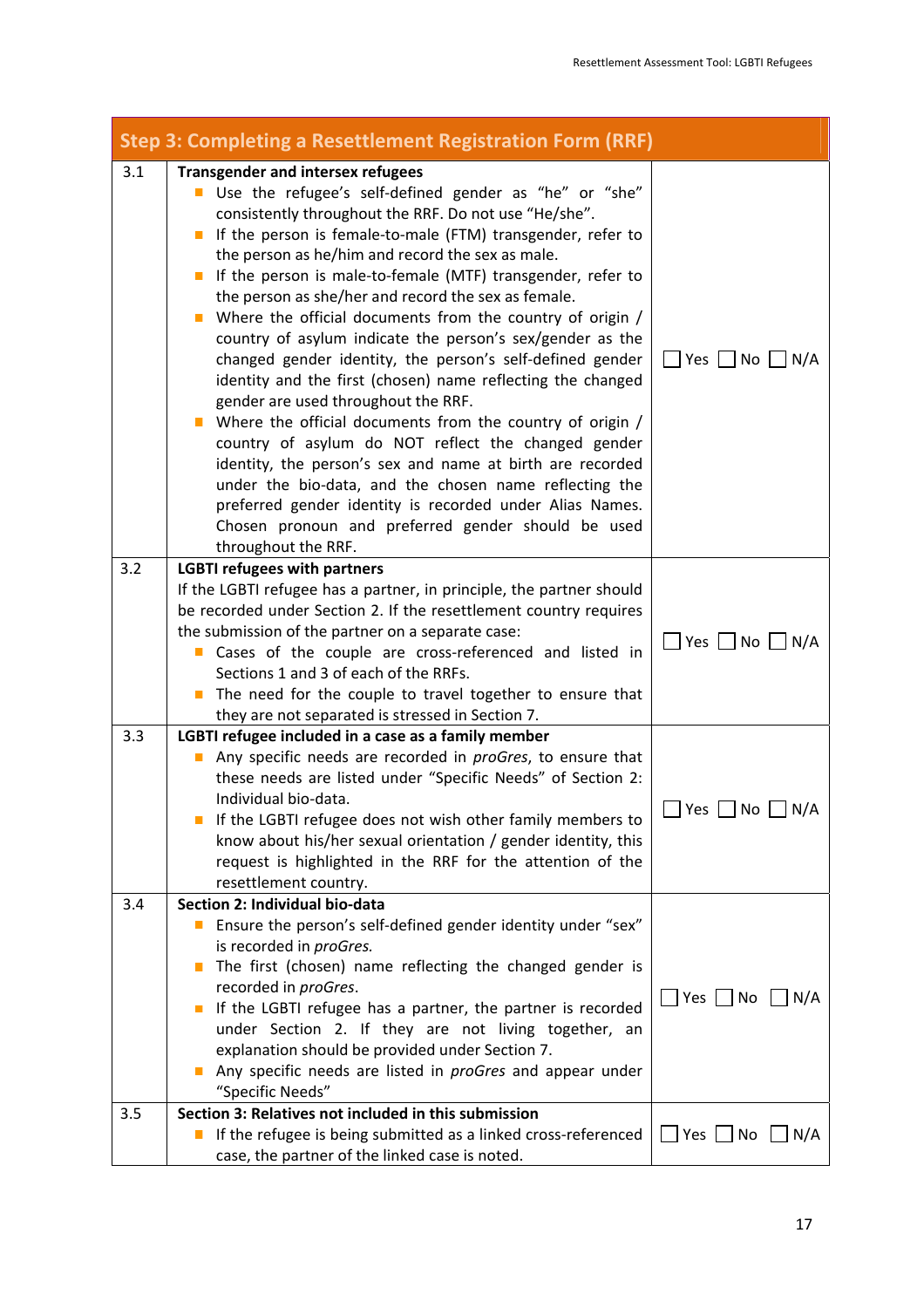| Step 3: Completing a Resettlement Registration Form (RRF) | | |
|---|---|---|
| 3.1 | **Transgender and intersex refugees**<br>- Use the refugee's self-defined gender as "he" or "she" consistently throughout the RRF. Do not use "He/she".<br>- If the person is female-to-male (FTM) transgender, refer to the person as he/him and record the sex as male.<br>- If the person is male-to-female (MTF) transgender, refer to the person as she/her and record the sex as female.<br>- Where the official documents from the country of origin / country of asylum indicate the person's sex/gender as the changed gender identity, the person's self-defined gender identity and the first (chosen) name reflecting the changed gender are used throughout the RRF.<br>- Where the official documents from the country of origin / country of asylum do NOT reflect the changed gender identity, the person's sex and name at birth are recorded under the bio-data, and the chosen name reflecting the preferred gender identity is recorded under Alias Names. Chosen pronoun and preferred gender should be used throughout the RRF. | ☐ Yes ☐ No ☐ N/A |
| 3.2 | **LGBTI refugees with partners**<br>If the LGBTI refugee has a partner, in principle, the partner should be recorded under Section 2. If the resettlement country requires the submission of the partner on a separate case:<br>- Cases of the couple are cross-referenced and listed in Sections 1 and 3 of each of the RRFs.<br>- The need for the couple to travel together to ensure that they are not separated is stressed in Section 7. | ☐ Yes ☐ No ☐ N/A |
| 3.3 | **LGBTI refugee included in a case as a family member**<br>- Any specific needs are recorded in *proGres*, to ensure that these needs are listed under "Specific Needs" of Section 2: Individual bio-data.<br>- If the LGBTI refugee does not wish other family members to know about his/her sexual orientation / gender identity, this request is highlighted in the RRF for the attention of the resettlement country. | ☐ Yes ☐ No ☐ N/A |
| 3.4 | **Section 2: Individual bio-data**<br>- Ensure the person's self-defined gender identity under "sex" is recorded in *proGres.*<br>- The first (chosen) name reflecting the changed gender is recorded in *proGres*.<br>- If the LGBTI refugee has a partner, the partner is recorded under Section 2. If they are not living together, an explanation should be provided under Section 7.<br>- Any specific needs are listed in *proGres* and appear under "Specific Needs" | ☐ Yes ☐ No ☐ N/A |
| 3.5 | **Section 3: Relatives not included in this submission**<br>- If the refugee is being submitted as a linked cross-referenced case, the partner of the linked case is noted. | ☐ Yes ☐ No ☐ N/A |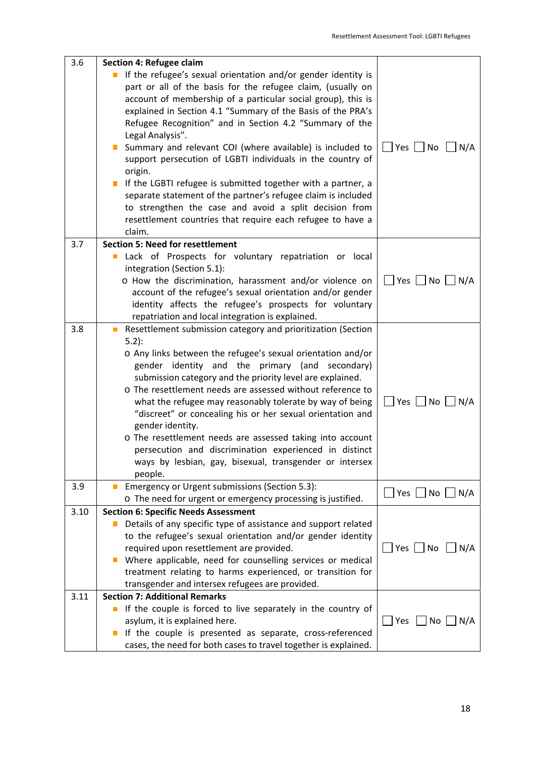| | | |
|---|---|---|
| 3.6 | **Section 4: Refugee claim**<br>▪ If the refugee's sexual orientation and/or gender identity is part or all of the basis for the refugee claim, (usually on account of membership of a particular social group), this is explained in Section 4.1 "Summary of the Basis of the PRA's Refugee Recognition" and in Section 4.2 "Summary of the Legal Analysis".<br>▪ Summary and relevant COI (where available) is included to support persecution of LGBTI individuals in the country of origin.<br>▪ If the LGBTI refugee is submitted together with a partner, a separate statement of the partner's refugee claim is included to strengthen the case and avoid a split decision from resettlement countries that require each refugee to have a claim. | ☐ Yes ☐ No ☐ N/A |
| 3.7 | **Section 5: Need for resettlement**<br>▪ Lack of Prospects for voluntary repatriation or local integration (Section 5.1):<br>o How the discrimination, harassment and/or violence on account of the refugee's sexual orientation and/or gender identity affects the refugee's prospects for voluntary repatriation and local integration is explained. | ☐ Yes ☐ No ☐ N/A |
| 3.8 | ▪ Resettlement submission category and prioritization (Section 5.2):<br>o Any links between the refugee's sexual orientation and/or gender identity and the primary (and secondary) submission category and the priority level are explained.<br>o The resettlement needs are assessed without reference to what the refugee may reasonably tolerate by way of being "discreet" or concealing his or her sexual orientation and gender identity.<br>o The resettlement needs are assessed taking into account persecution and discrimination experienced in distinct ways by lesbian, gay, bisexual, transgender or intersex people. | ☐ Yes ☐ No ☐ N/A |
| 3.9 | ▪ Emergency or Urgent submissions (Section 5.3):<br>o The need for urgent or emergency processing is justified. | ☐ Yes ☐ No ☐ N/A |
| 3.10 | **Section 6: Specific Needs Assessment**<br>▪ Details of any specific type of assistance and support related to the refugee's sexual orientation and/or gender identity required upon resettlement are provided.<br>▪ Where applicable, need for counselling services or medical treatment relating to harms experienced, or transition for transgender and intersex refugees are provided. | ☐ Yes ☐ No ☐ N/A |
| 3.11 | **Section 7: Additional Remarks**<br>▪ If the couple is forced to live separately in the country of asylum, it is explained here.<br>▪ If the couple is presented as separate, cross-referenced cases, the need for both cases to travel together is explained. | ☐ Yes ☐ No ☐ N/A |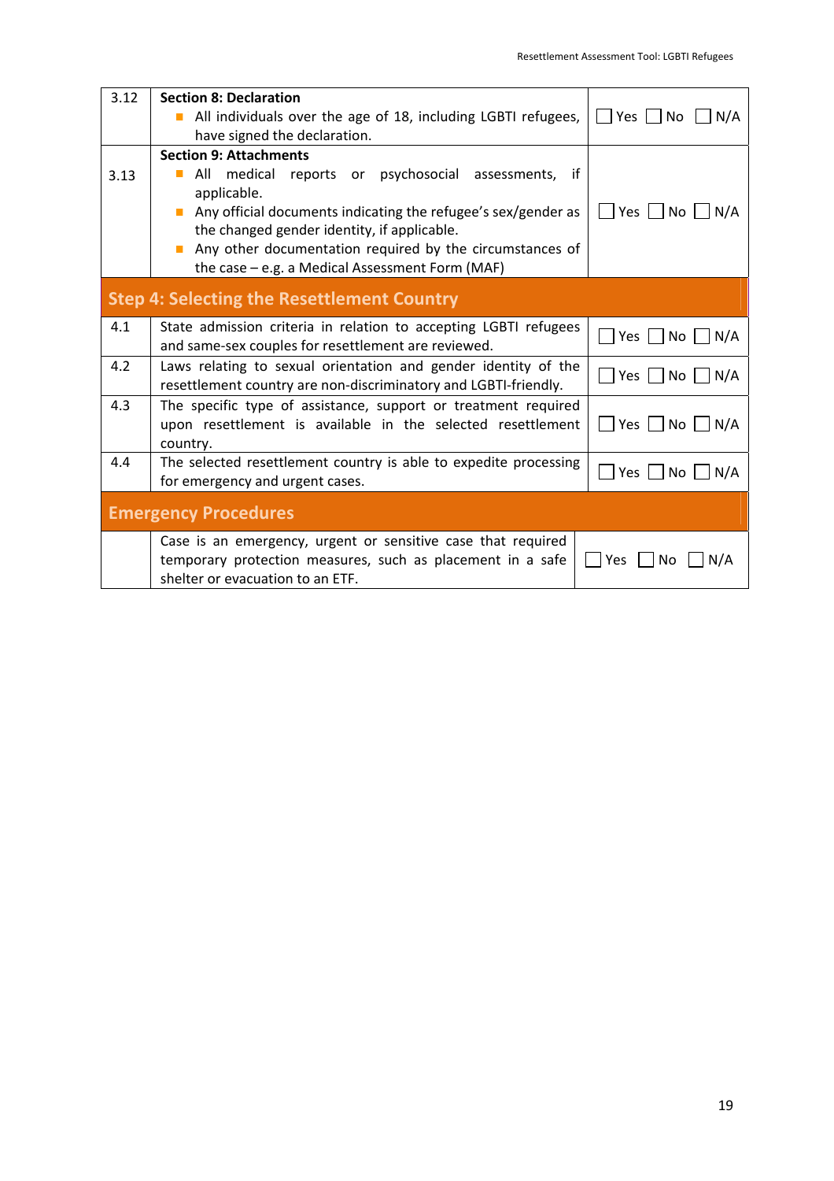| | | |
|---|---|---|
| 3.12 | **Section 8: Declaration**<br>■ All individuals over the age of 18, including LGBTI refugees, have signed the declaration. | ☐ Yes ☐ No ☐ N/A |
| 3.13 | **Section 9: Attachments**<br>■ All medical reports or psychosocial assessments, if applicable.<br>■ Any official documents indicating the refugee's sex/gender as the changed gender identity, if applicable.<br>■ Any other documentation required by the circumstances of the case – e.g. a Medical Assessment Form (MAF) | ☐ Yes ☐ No ☐ N/A |
| **Step 4: Selecting the Resettlement Country** | | |
| 4.1 | State admission criteria in relation to accepting LGBTI refugees and same-sex couples for resettlement are reviewed. | ☐ Yes ☐ No ☐ N/A |
| 4.2 | Laws relating to sexual orientation and gender identity of the resettlement country are non-discriminatory and LGBTI-friendly. | ☐ Yes ☐ No ☐ N/A |
| 4.3 | The specific type of assistance, support or treatment required upon resettlement is available in the selected resettlement country. | ☐ Yes ☐ No ☐ N/A |
| 4.4 | The selected resettlement country is able to expedite processing for emergency and urgent cases. | ☐ Yes ☐ No ☐ N/A |
| **Emergency Procedures** | | |
| | Case is an emergency, urgent or sensitive case that required temporary protection measures, such as placement in a safe shelter or evacuation to an ETF. | ☐ Yes ☐ No ☐ N/A |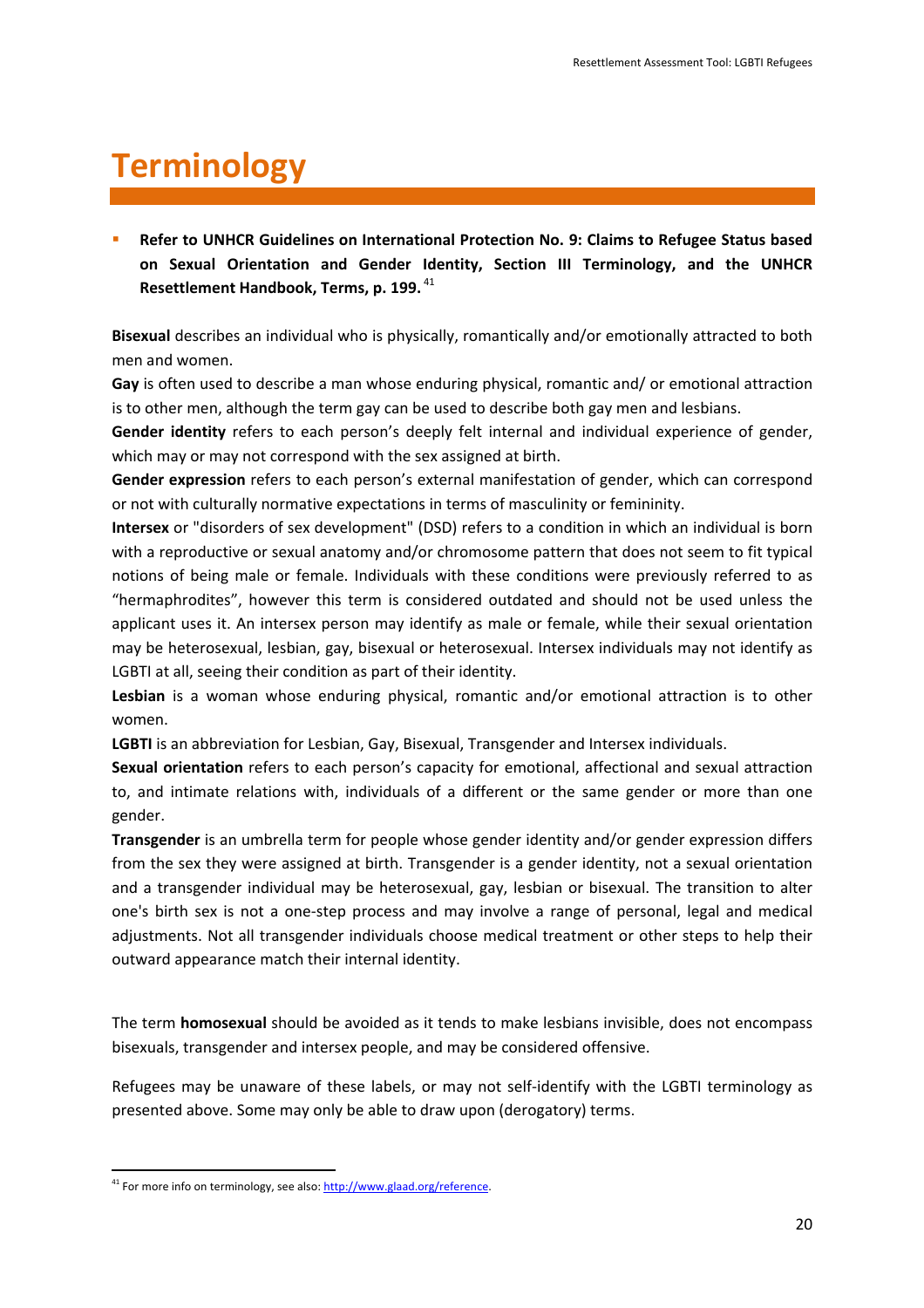# Terminology

- **Refer to UNHCR Guidelines on International Protection No. 9: Claims to Refugee Status based on Sexual Orientation and Gender Identity, Section III Terminology, and the UNHCR Resettlement Handbook, Terms, p. 199.** [41]

**Bisexual** describes an individual who is physically, romantically and/or emotionally attracted to both men and women.

**Gay** is often used to describe a man whose enduring physical, romantic and/ or emotional attraction is to other men, although the term gay can be used to describe both gay men and lesbians.

**Gender identity** refers to each person's deeply felt internal and individual experience of gender, which may or may not correspond with the sex assigned at birth.

**Gender expression** refers to each person's external manifestation of gender, which can correspond or not with culturally normative expectations in terms of masculinity or femininity.

**Intersex** or "disorders of sex development" (DSD) refers to a condition in which an individual is born with a reproductive or sexual anatomy and/or chromosome pattern that does not seem to fit typical notions of being male or female. Individuals with these conditions were previously referred to as "hermaphrodites", however this term is considered outdated and should not be used unless the applicant uses it. An intersex person may identify as male or female, while their sexual orientation may be heterosexual, lesbian, gay, bisexual or heterosexual. Intersex individuals may not identify as LGBTI at all, seeing their condition as part of their identity.

**Lesbian** is a woman whose enduring physical, romantic and/or emotional attraction is to other women.

**LGBTI** is an abbreviation for Lesbian, Gay, Bisexual, Transgender and Intersex individuals.

**Sexual orientation** refers to each person's capacity for emotional, affectional and sexual attraction to, and intimate relations with, individuals of a different or the same gender or more than one gender.

**Transgender** is an umbrella term for people whose gender identity and/or gender expression differs from the sex they were assigned at birth. Transgender is a gender identity, not a sexual orientation and a transgender individual may be heterosexual, gay, lesbian or bisexual. The transition to alter one's birth sex is not a one-step process and may involve a range of personal, legal and medical adjustments. Not all transgender individuals choose medical treatment or other steps to help their outward appearance match their internal identity.

The term **homosexual** should be avoided as it tends to make lesbians invisible, does not encompass bisexuals, transgender and intersex people, and may be considered offensive.

Refugees may be unaware of these labels, or may not self-identify with the LGBTI terminology as presented above. Some may only be able to draw upon (derogatory) terms.

---

[41] For more info on terminology, see also: http://www.glaad.org/reference.